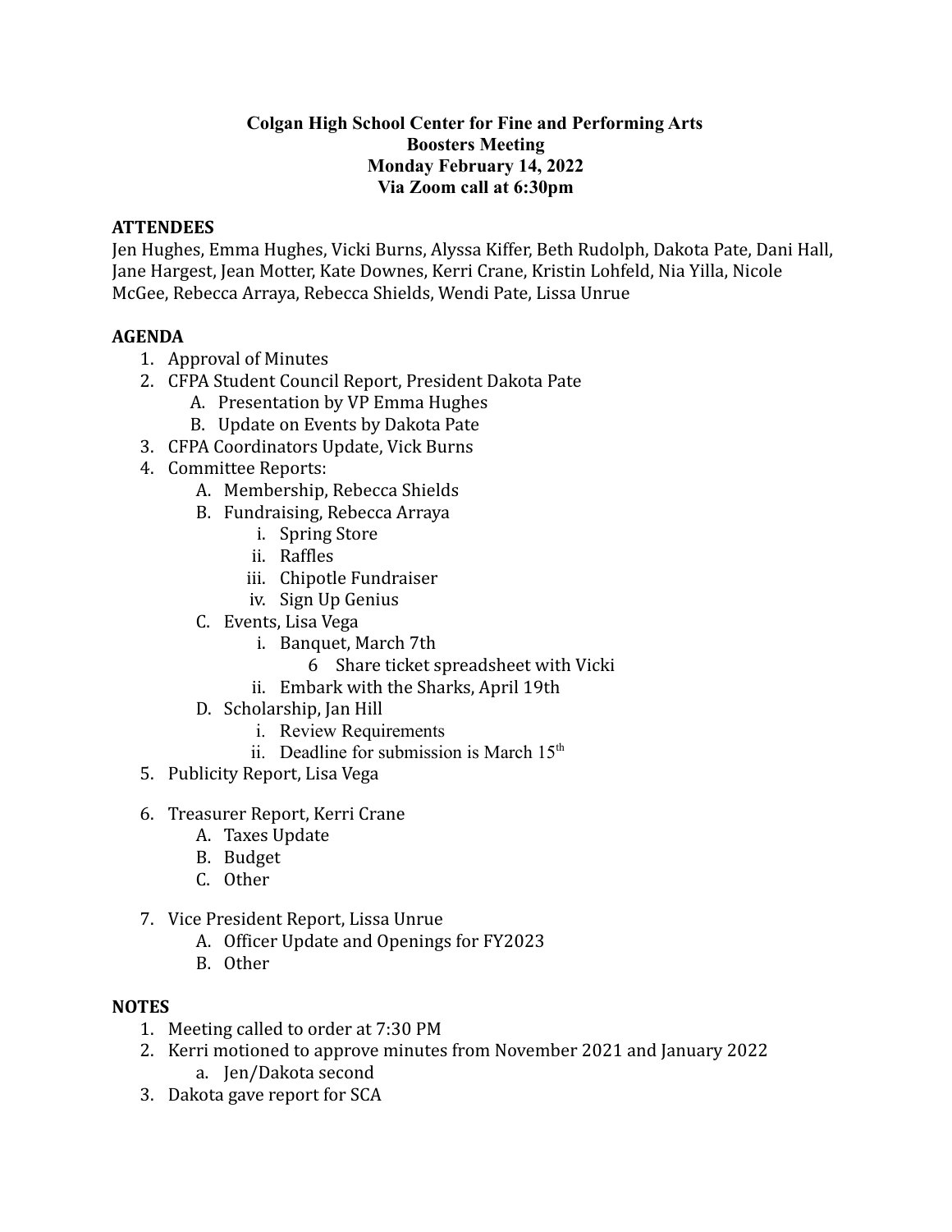# Colgan High School Center for Fine and Performing Arts
## Boosters Meeting
## Monday February 14, 2022
## Via Zoom call at 6:30pm

**ATTENDEES**

Jen Hughes, Emma Hughes, Vicki Burns, Alyssa Kiffer, Beth Rudolph, Dakota Pate, Dani Hall, Jane Hargest, Jean Motter, Kate Downes, Kerri Crane, Kristin Lohfeld, Nia Yilla, Nicole McGee, Rebecca Arraya, Rebecca Shields, Wendi Pate, Lissa Unrue

**AGENDA**

1. Approval of Minutes
2. CFPA Student Council Report, President Dakota Pate
   A. Presentation by VP Emma Hughes
   B. Update on Events by Dakota Pate
3. CFPA Coordinators Update, Vick Burns
4. Committee Reports:
   A. Membership, Rebecca Shields
   B. Fundraising, Rebecca Arraya
      i. Spring Store
      ii. Raffles
      iii. Chipotle Fundraiser
      iv. Sign Up Genius
   C. Events, Lisa Vega
      i. Banquet, March 7th
         6 Share ticket spreadsheet with Vicki
      ii. Embark with the Sharks, April 19th
   D. Scholarship, Jan Hill
      i. Review Requirements
      ii. Deadline for submission is March 15th
5. Publicity Report, Lisa Vega
6. Treasurer Report, Kerri Crane
   A. Taxes Update
   B. Budget
   C. Other
7. Vice President Report, Lissa Unrue
   A. Officer Update and Openings for FY2023
   B. Other

**NOTES**

1. Meeting called to order at 7:30 PM
2. Kerri motioned to approve minutes from November 2021 and January 2022
   a. Jen/Dakota second
3. Dakota gave report for SCA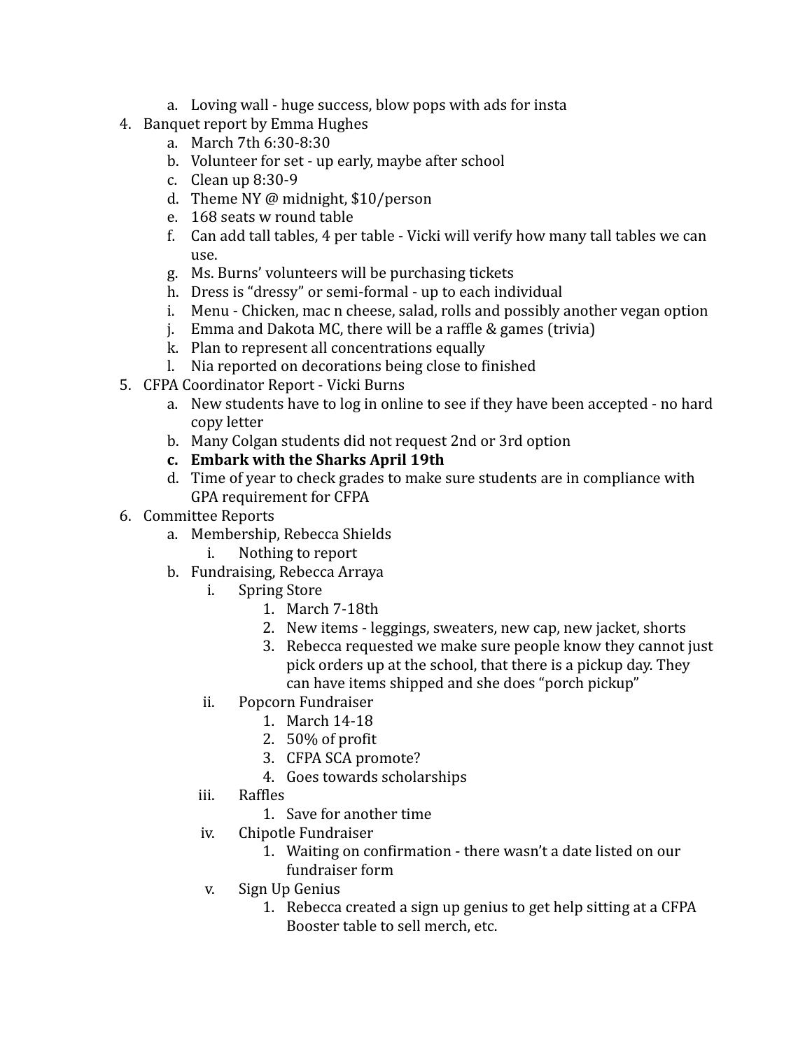a. Loving wall - huge success, blow pops with ads for insta

4. Banquet report by Emma Hughes
   a. March 7th 6:30-8:30
   b. Volunteer for set - up early, maybe after school
   c. Clean up 8:30-9
   d. Theme NY @ midnight, $10/person
   e. 168 seats w round table
   f. Can add tall tables, 4 per table - Vicki will verify how many tall tables we can use.
   g. Ms. Burns' volunteers will be purchasing tickets
   h. Dress is "dressy" or semi-formal - up to each individual
   i. Menu - Chicken, mac n cheese, salad, rolls and possibly another vegan option
   j. Emma and Dakota MC, there will be a raffle & games (trivia)
   k. Plan to represent all concentrations equally
   l. Nia reported on decorations being close to finished
5. CFPA Coordinator Report - Vicki Burns
   a. New students have to log in online to see if they have been accepted - no hard copy letter
   b. Many Colgan students did not request 2nd or 3rd option
   c. **Embark with the Sharks April 19th**
   d. Time of year to check grades to make sure students are in compliance with GPA requirement for CFPA
6. Committee Reports
   a. Membership, Rebecca Shields
      i. Nothing to report
   b. Fundraising, Rebecca Arraya
      i. Spring Store
         1. March 7-18th
         2. New items - leggings, sweaters, new cap, new jacket, shorts
         3. Rebecca requested we make sure people know they cannot just pick orders up at the school, that there is a pickup day. They can have items shipped and she does "porch pickup"
      ii. Popcorn Fundraiser
         1. March 14-18
         2. 50% of profit
         3. CFPA SCA promote?
         4. Goes towards scholarships
      iii. Raffles
         1. Save for another time
      iv. Chipotle Fundraiser
         1. Waiting on confirmation - there wasn't a date listed on our fundraiser form
      v. Sign Up Genius
         1. Rebecca created a sign up genius to get help sitting at a CFPA Booster table to sell merch, etc.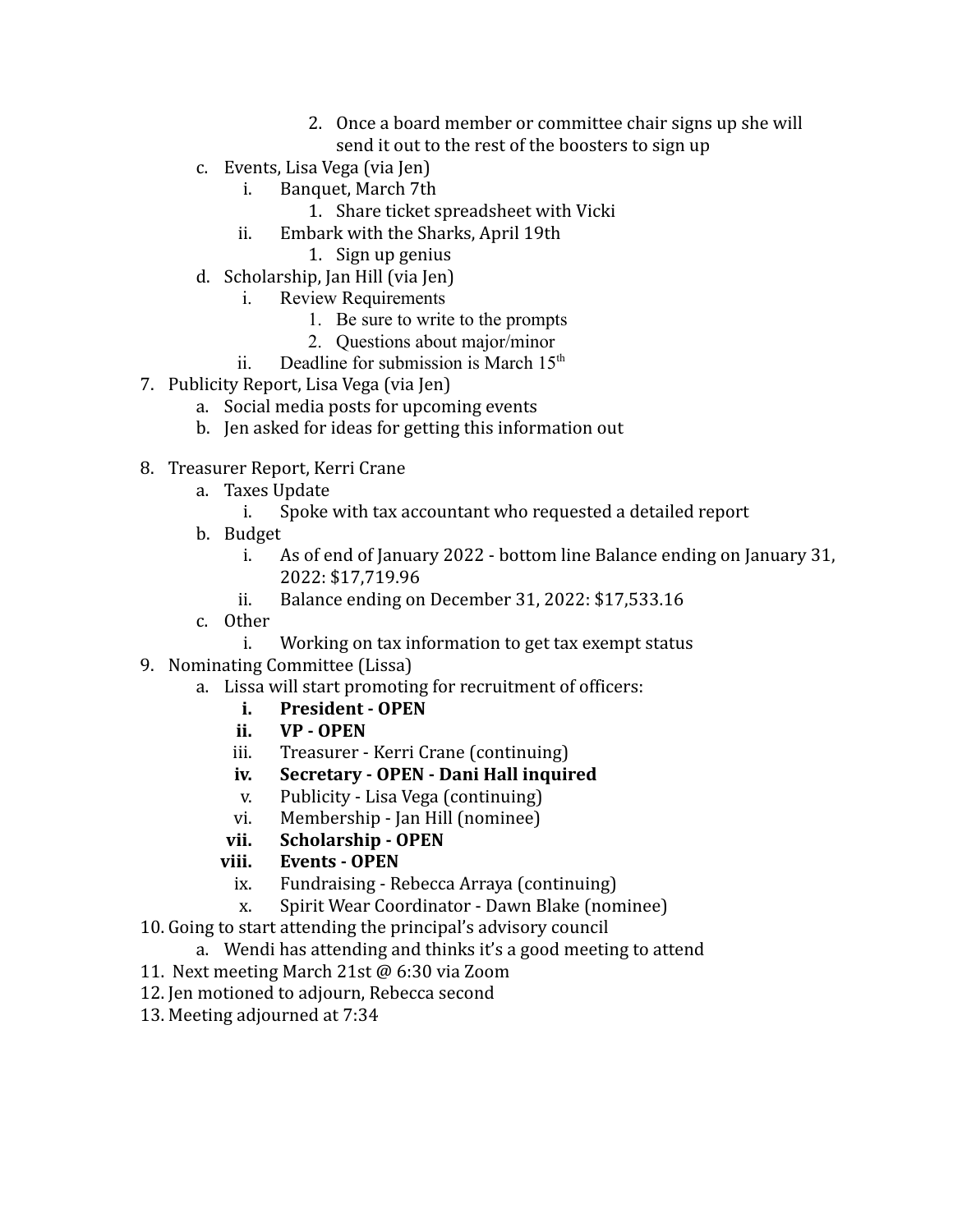2. Once a board member or committee chair signs up she will send it out to the rest of the boosters to sign up

c. Events, Lisa Vega (via Jen)
   i. Banquet, March 7th
      1. Share ticket spreadsheet with Vicki
   ii. Embark with the Sharks, April 19th
      1. Sign up genius

d. Scholarship, Jan Hill (via Jen)
   i. Review Requirements
      1. Be sure to write to the prompts
      2. Questions about major/minor
   ii. Deadline for submission is March 15th

7. Publicity Report, Lisa Vega (via Jen)
   a. Social media posts for upcoming events
   b. Jen asked for ideas for getting this information out

8. Treasurer Report, Kerri Crane
   a. Taxes Update
      i. Spoke with tax accountant who requested a detailed report
   b. Budget
      i. As of end of January 2022 - bottom line Balance ending on January 31, 2022: $17,719.96
      ii. Balance ending on December 31, 2022: $17,533.16
   c. Other
      i. Working on tax information to get tax exempt status

9. Nominating Committee (Lissa)
   a. Lissa will start promoting for recruitment of officers:
      i. **President - OPEN**
      ii. **VP - OPEN**
      iii. Treasurer - Kerri Crane (continuing)
      iv. **Secretary - OPEN - Dani Hall inquired**
      v. Publicity - Lisa Vega (continuing)
      vi. Membership - Jan Hill (nominee)
      vii. **Scholarship - OPEN**
      viii. **Events - OPEN**
      ix. Fundraising - Rebecca Arraya (continuing)
      x. Spirit Wear Coordinator - Dawn Blake (nominee)

10. Going to start attending the principal's advisory council
    a. Wendi has attending and thinks it's a good meeting to attend

11. Next meeting March 21st @ 6:30 via Zoom

12. Jen motioned to adjourn, Rebecca second

13. Meeting adjourned at 7:34